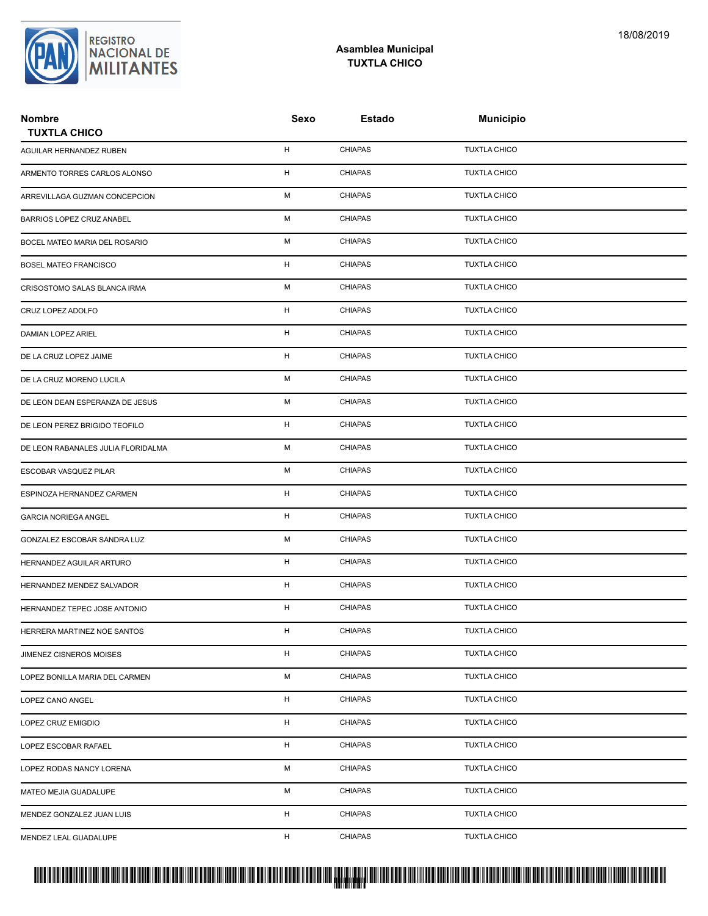REGISTRO NACIONAL DE MILITANTES

18/08/2019

## Asamblea Municipal
## TUXTLA CHICO

| Nombre<br>TUXTLA CHICO | Sexo | Estado | Municipio |
|---|---|---|---|
| AGUILAR HERNANDEZ RUBEN | H | CHIAPAS | TUXTLA CHICO |
| ARMENTO TORRES CARLOS ALONSO | H | CHIAPAS | TUXTLA CHICO |
| ARREVILLAGA GUZMAN CONCEPCION | M | CHIAPAS | TUXTLA CHICO |
| BARRIOS LOPEZ CRUZ ANABEL | M | CHIAPAS | TUXTLA CHICO |
| BOCEL MATEO MARIA DEL ROSARIO | M | CHIAPAS | TUXTLA CHICO |
| BOSEL MATEO FRANCISCO | H | CHIAPAS | TUXTLA CHICO |
| CRISOSTOMO SALAS BLANCA IRMA | M | CHIAPAS | TUXTLA CHICO |
| CRUZ LOPEZ ADOLFO | H | CHIAPAS | TUXTLA CHICO |
| DAMIAN LOPEZ ARIEL | H | CHIAPAS | TUXTLA CHICO |
| DE LA CRUZ LOPEZ JAIME | H | CHIAPAS | TUXTLA CHICO |
| DE LA CRUZ MORENO LUCILA | M | CHIAPAS | TUXTLA CHICO |
| DE LEON DEAN ESPERANZA DE JESUS | M | CHIAPAS | TUXTLA CHICO |
| DE LEON PEREZ BRIGIDO TEOFILO | H | CHIAPAS | TUXTLA CHICO |
| DE LEON RABANALES JULIA FLORIDALMA | M | CHIAPAS | TUXTLA CHICO |
| ESCOBAR VASQUEZ PILAR | M | CHIAPAS | TUXTLA CHICO |
| ESPINOZA HERNANDEZ CARMEN | H | CHIAPAS | TUXTLA CHICO |
| GARCIA NORIEGA ANGEL | H | CHIAPAS | TUXTLA CHICO |
| GONZALEZ ESCOBAR SANDRA LUZ | M | CHIAPAS | TUXTLA CHICO |
| HERNANDEZ AGUILAR ARTURO | H | CHIAPAS | TUXTLA CHICO |
| HERNANDEZ MENDEZ SALVADOR | H | CHIAPAS | TUXTLA CHICO |
| HERNANDEZ TEPEC JOSE ANTONIO | H | CHIAPAS | TUXTLA CHICO |
| HERRERA MARTINEZ NOE SANTOS | H | CHIAPAS | TUXTLA CHICO |
| JIMENEZ CISNEROS MOISES | H | CHIAPAS | TUXTLA CHICO |
| LOPEZ BONILLA MARIA DEL CARMEN | M | CHIAPAS | TUXTLA CHICO |
| LOPEZ CANO ANGEL | H | CHIAPAS | TUXTLA CHICO |
| LOPEZ CRUZ EMIGDIO | H | CHIAPAS | TUXTLA CHICO |
| LOPEZ ESCOBAR RAFAEL | H | CHIAPAS | TUXTLA CHICO |
| LOPEZ RODAS NANCY LORENA | M | CHIAPAS | TUXTLA CHICO |
| MATEO MEJIA GUADALUPE | M | CHIAPAS | TUXTLA CHICO |
| MENDEZ GONZALEZ JUAN LUIS | H | CHIAPAS | TUXTLA CHICO |
| MENDEZ LEAL GUADALUPE | H | CHIAPAS | TUXTLA CHICO |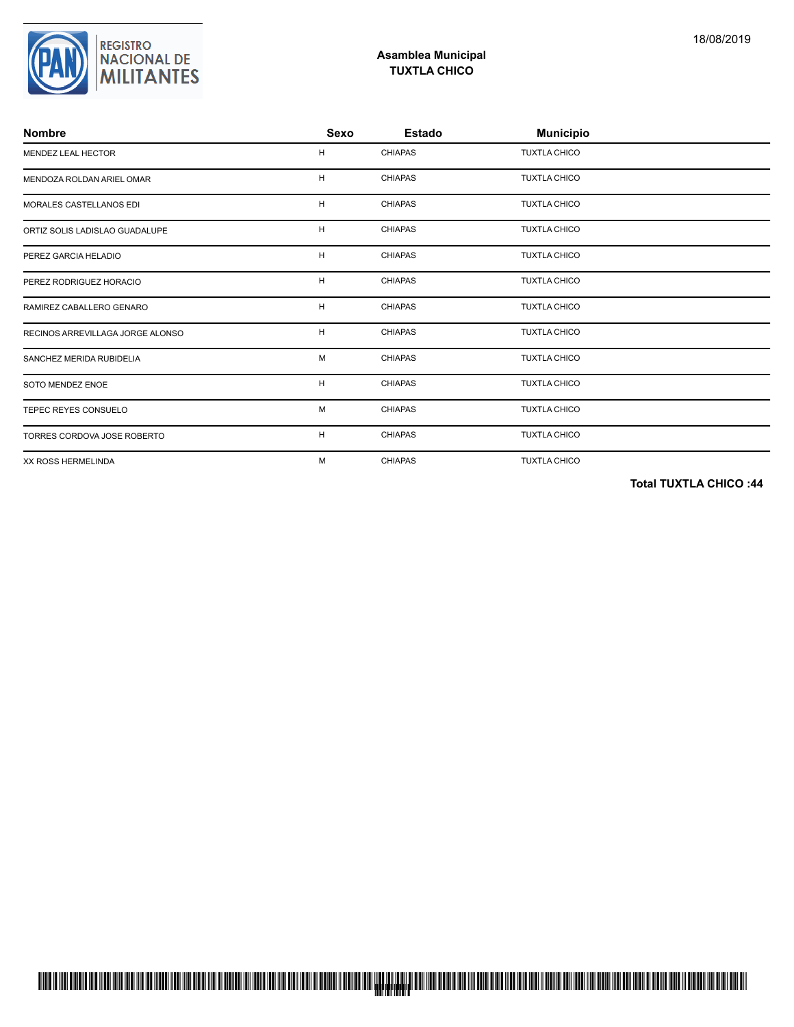## Asamblea Municipal
## TUXTLA CHICO

| Nombre | Sexo | Estado | Municipio |
|---|---|---|---|
| MENDEZ LEAL HECTOR | H | CHIAPAS | TUXTLA CHICO |
| MENDOZA ROLDAN ARIEL OMAR | H | CHIAPAS | TUXTLA CHICO |
| MORALES CASTELLANOS EDI | H | CHIAPAS | TUXTLA CHICO |
| ORTIZ SOLIS LADISLAO GUADALUPE | H | CHIAPAS | TUXTLA CHICO |
| PEREZ GARCIA HELADIO | H | CHIAPAS | TUXTLA CHICO |
| PEREZ RODRIGUEZ HORACIO | H | CHIAPAS | TUXTLA CHICO |
| RAMIREZ CABALLERO GENARO | H | CHIAPAS | TUXTLA CHICO |
| RECINOS ARREVILLAGA JORGE ALONSO | H | CHIAPAS | TUXTLA CHICO |
| SANCHEZ MERIDA RUBIDELIA | M | CHIAPAS | TUXTLA CHICO |
| SOTO MENDEZ ENOE | H | CHIAPAS | TUXTLA CHICO |
| TEPEC REYES CONSUELO | M | CHIAPAS | TUXTLA CHICO |
| TORRES CORDOVA JOSE ROBERTO | H | CHIAPAS | TUXTLA CHICO |
| XX ROSS HERMELINDA | M | CHIAPAS | TUXTLA CHICO |

**Total TUXTLA CHICO :44**